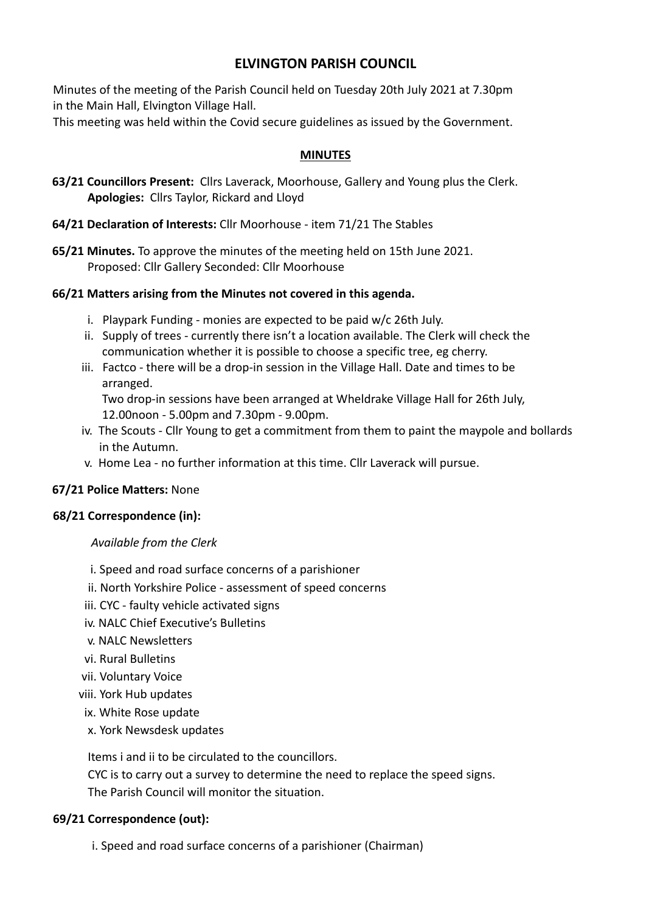# ELVINGTON PARISH COUNCIL

Minutes of the meeting of the Parish Council held on Tuesday 20th July 2021 at 7.30pm in the Main Hall, Elvington Village Hall.

This meeting was held within the Covid secure guidelines as issued by the Government.

## MINUTES

**63/21 Councillors Present:** Cllrs Laverack, Moorhouse, Gallery and Young plus the Clerk.
**Apologies:** Cllrs Taylor, Rickard and Lloyd

**64/21 Declaration of Interests:** Cllr Moorhouse - item 71/21 The Stables

**65/21 Minutes.** To approve the minutes of the meeting held on 15th June 2021.
Proposed: Cllr Gallery Seconded: Cllr Moorhouse

**66/21 Matters arising from the Minutes not covered in this agenda.**

i. Playpark Funding - monies are expected to be paid w/c 26th July.
ii. Supply of trees - currently there isn't a location available. The Clerk will check the communication whether it is possible to choose a specific tree, eg cherry.
iii. Factco - there will be a drop-in session in the Village Hall. Date and times to be arranged.
Two drop-in sessions have been arranged at Wheldrake Village Hall for 26th July, 12.00noon - 5.00pm and 7.30pm - 9.00pm.
iv. The Scouts - Cllr Young to get a commitment from them to paint the maypole and bollards in the Autumn.
v. Home Lea - no further information at this time. Cllr Laverack will pursue.

**67/21 Police Matters:** None

**68/21 Correspondence (in):**

*Available from the Clerk*

i. Speed and road surface concerns of a parishioner
ii. North Yorkshire Police - assessment of speed concerns
iii. CYC - faulty vehicle activated signs
iv. NALC Chief Executive's Bulletins
v. NALC Newsletters
vi. Rural Bulletins
vii. Voluntary Voice
viii. York Hub updates
ix. White Rose update
x. York Newsdesk updates

Items i and ii to be circulated to the councillors.
CYC is to carry out a survey to determine the need to replace the speed signs.
The Parish Council will monitor the situation.

**69/21 Correspondence (out):**

i. Speed and road surface concerns of a parishioner (Chairman)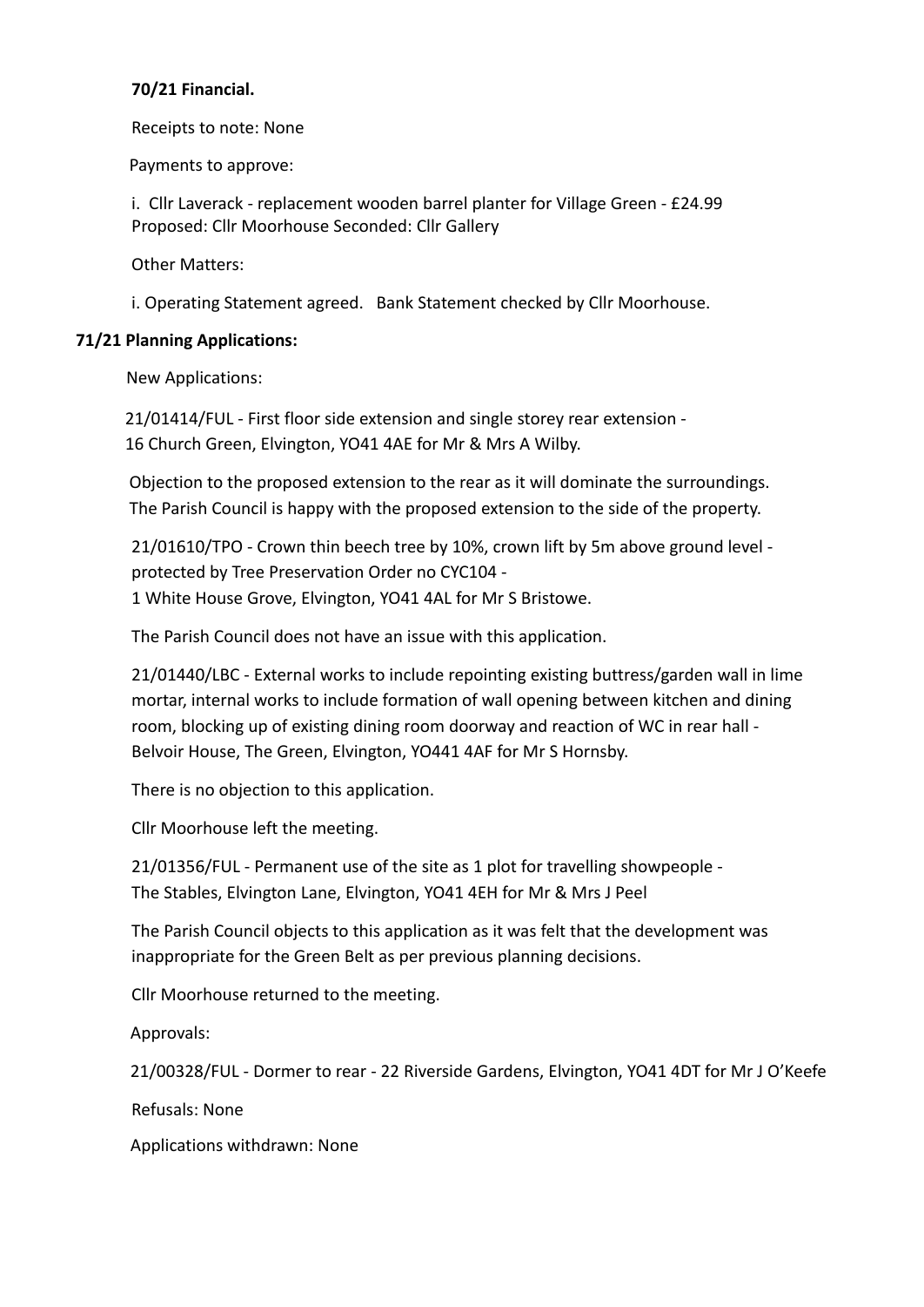**70/21 Financial.**

Receipts to note: None

Payments to approve:

i. Cllr Laverack - replacement wooden barrel planter for Village Green - £24.99
Proposed: Cllr Moorhouse Seconded: Cllr Gallery

Other Matters:

i. Operating Statement agreed. Bank Statement checked by Cllr Moorhouse.

**71/21 Planning Applications:**

New Applications:

21/01414/FUL - First floor side extension and single storey rear extension -
16 Church Green, Elvington, YO41 4AE for Mr & Mrs A Wilby.

Objection to the proposed extension to the rear as it will dominate the surroundings. The Parish Council is happy with the proposed extension to the side of the property.

21/01610/TPO - Crown thin beech tree by 10%, crown lift by 5m above ground level - protected by Tree Preservation Order no CYC104 -
1 White House Grove, Elvington, YO41 4AL for Mr S Bristowe.

The Parish Council does not have an issue with this application.

21/01440/LBC - External works to include repointing existing buttress/garden wall in lime mortar, internal works to include formation of wall opening between kitchen and dining room, blocking up of existing dining room doorway and reaction of WC in rear hall - Belvoir House, The Green, Elvington, YO441 4AF for Mr S Hornsby.

There is no objection to this application.

Cllr Moorhouse left the meeting.

21/01356/FUL - Permanent use of the site as 1 plot for travelling showpeople -
The Stables, Elvington Lane, Elvington, YO41 4EH for Mr & Mrs J Peel

The Parish Council objects to this application as it was felt that the development was inappropriate for the Green Belt as per previous planning decisions.

Cllr Moorhouse returned to the meeting.

Approvals:

21/00328/FUL - Dormer to rear - 22 Riverside Gardens, Elvington, YO41 4DT for Mr J O'Keefe

Refusals: None

Applications withdrawn: None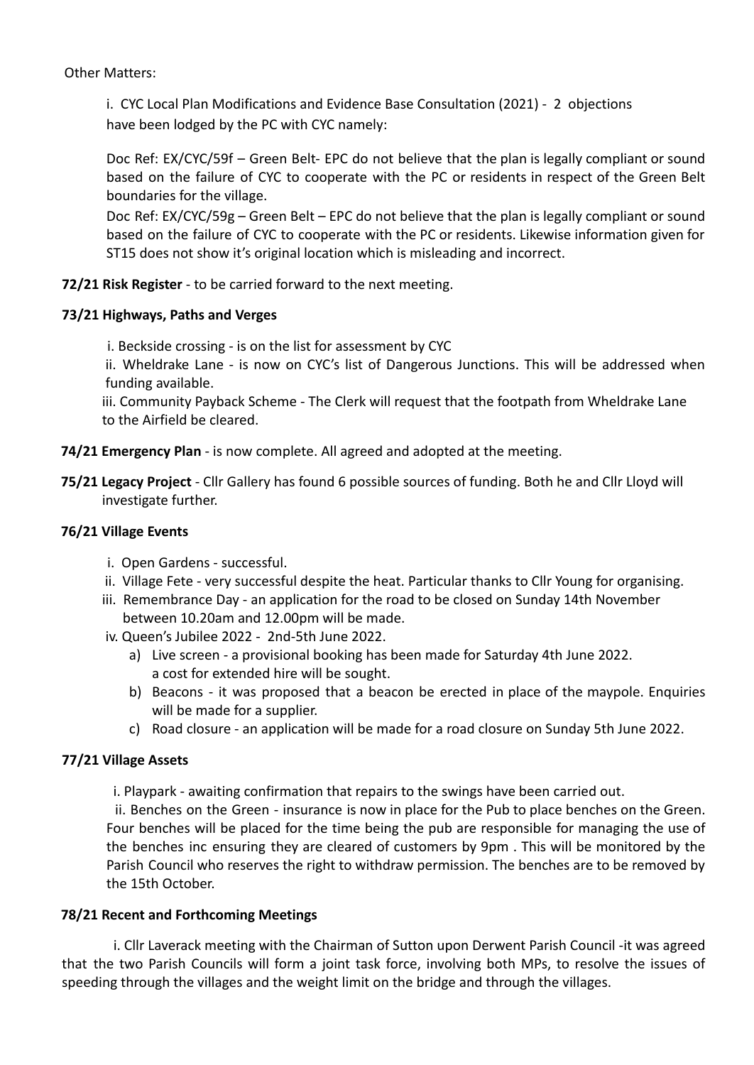Other Matters:

i. CYC Local Plan Modifications and Evidence Base Consultation (2021) - 2 objections have been lodged by the PC with CYC namely:

Doc Ref: EX/CYC/59f – Green Belt- EPC do not believe that the plan is legally compliant or sound based on the failure of CYC to cooperate with the PC or residents in respect of the Green Belt boundaries for the village.

Doc Ref: EX/CYC/59g – Green Belt – EPC do not believe that the plan is legally compliant or sound based on the failure of CYC to cooperate with the PC or residents. Likewise information given for ST15 does not show it's original location which is misleading and incorrect.

**72/21 Risk Register** - to be carried forward to the next meeting.

**73/21 Highways, Paths and Verges**

i. Beckside crossing - is on the list for assessment by CYC

ii. Wheldrake Lane - is now on CYC's list of Dangerous Junctions. This will be addressed when funding available.

iii. Community Payback Scheme - The Clerk will request that the footpath from Wheldrake Lane to the Airfield be cleared.

**74/21 Emergency Plan** - is now complete. All agreed and adopted at the meeting.

**75/21 Legacy Project** - Cllr Gallery has found 6 possible sources of funding. Both he and Cllr Lloyd will investigate further.

**76/21 Village Events**

i. Open Gardens - successful.

ii. Village Fete - very successful despite the heat. Particular thanks to Cllr Young for organising.

iii. Remembrance Day - an application for the road to be closed on Sunday 14th November between 10.20am and 12.00pm will be made.

iv. Queen's Jubilee 2022 - 2nd-5th June 2022.

a) Live screen - a provisional booking has been made for Saturday 4th June 2022. a cost for extended hire will be sought.

b) Beacons - it was proposed that a beacon be erected in place of the maypole. Enquiries will be made for a supplier.

c) Road closure - an application will be made for a road closure on Sunday 5th June 2022.

**77/21 Village Assets**

i. Playpark - awaiting confirmation that repairs to the swings have been carried out.

ii. Benches on the Green - insurance is now in place for the Pub to place benches on the Green. Four benches will be placed for the time being the pub are responsible for managing the use of the benches inc ensuring they are cleared of customers by 9pm . This will be monitored by the Parish Council who reserves the right to withdraw permission. The benches are to be removed by the 15th October.

**78/21 Recent and Forthcoming Meetings**

i. Cllr Laverack meeting with the Chairman of Sutton upon Derwent Parish Council -it was agreed that the two Parish Councils will form a joint task force, involving both MPs, to resolve the issues of speeding through the villages and the weight limit on the bridge and through the villages.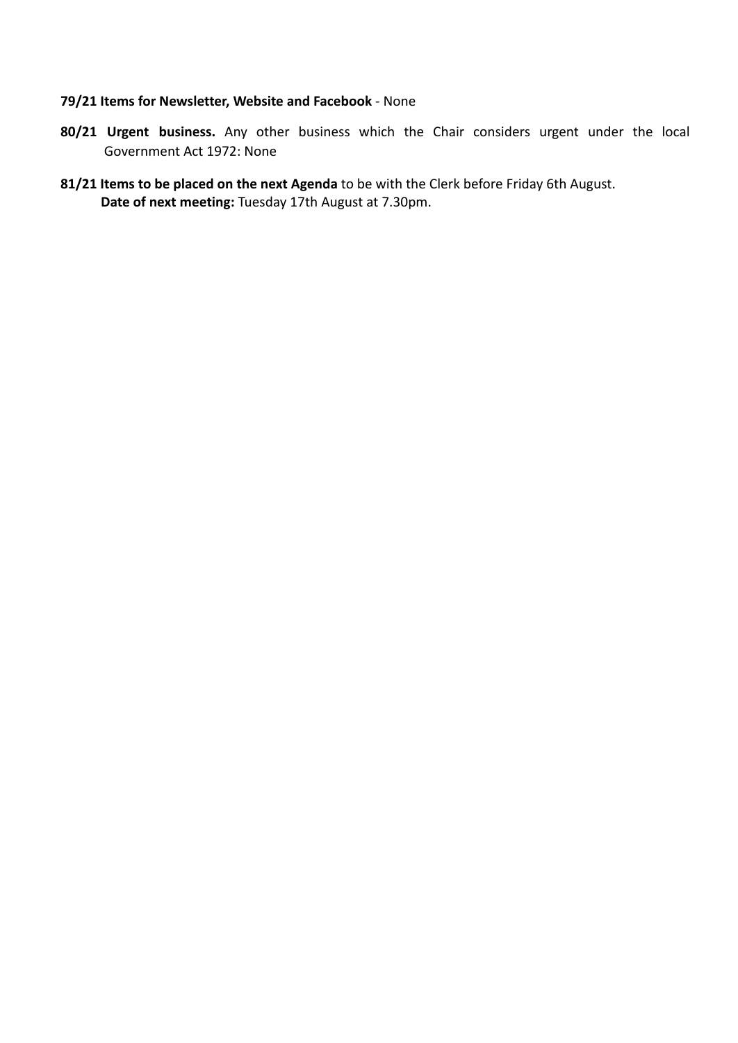**79/21 Items for Newsletter, Website and Facebook** - None

**80/21 Urgent business.** Any other business which the Chair considers urgent under the local Government Act 1972: None

**81/21 Items to be placed on the next Agenda** to be with the Clerk before Friday 6th August.
**Date of next meeting:** Tuesday 17th August at 7.30pm.